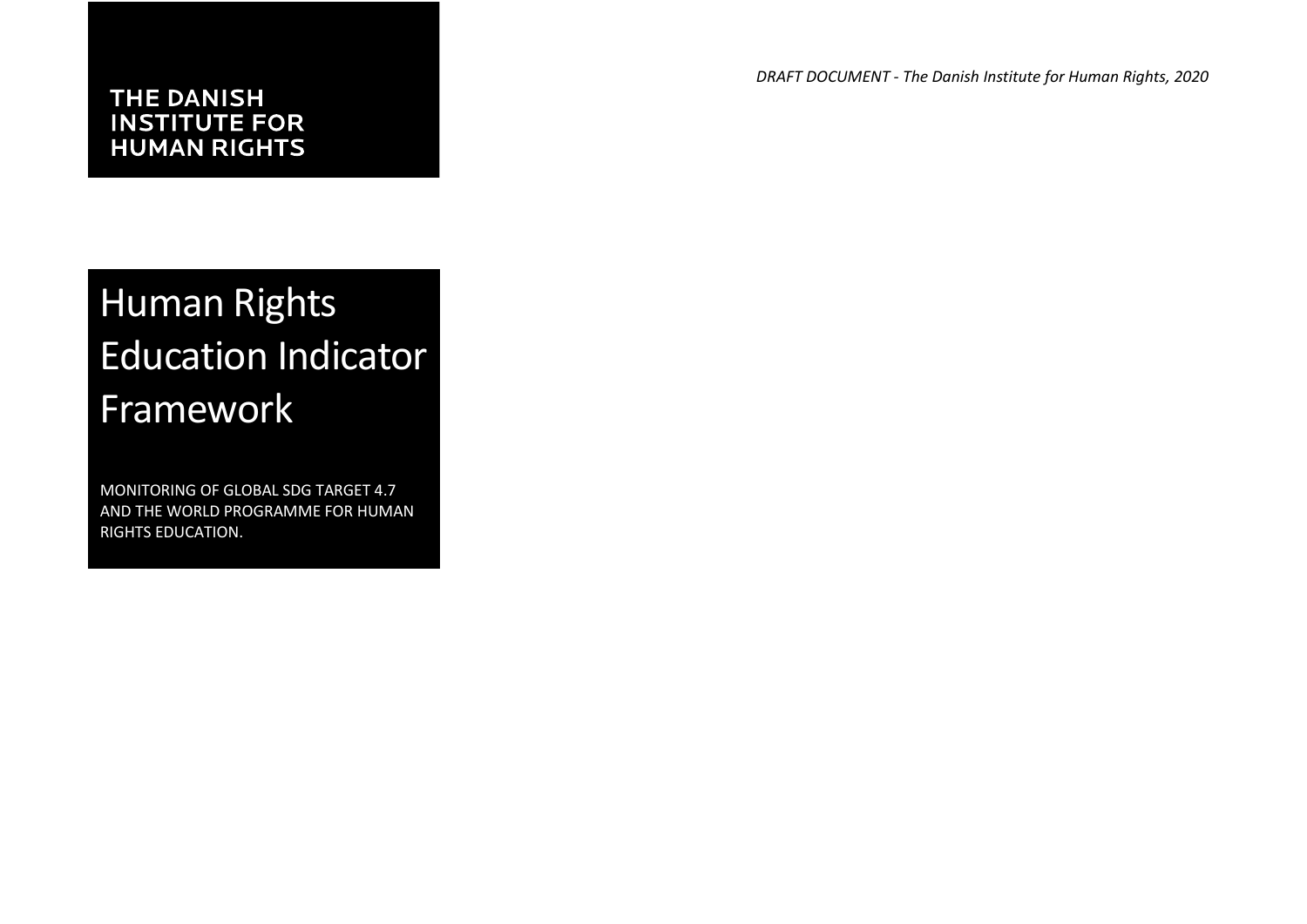*DRAFT DOCUMENT - The Danish Institute for Human Rights, 2020*

THE DANISH INSTITUTE FOR HUMAN RIGHTS

# Human Rights Education Indicator Framework

MONITORING OF GLOBAL SDG TARGET 4.7 AND THE WORLD PROGRAMME FOR HUMAN RIGHTS EDUCATION.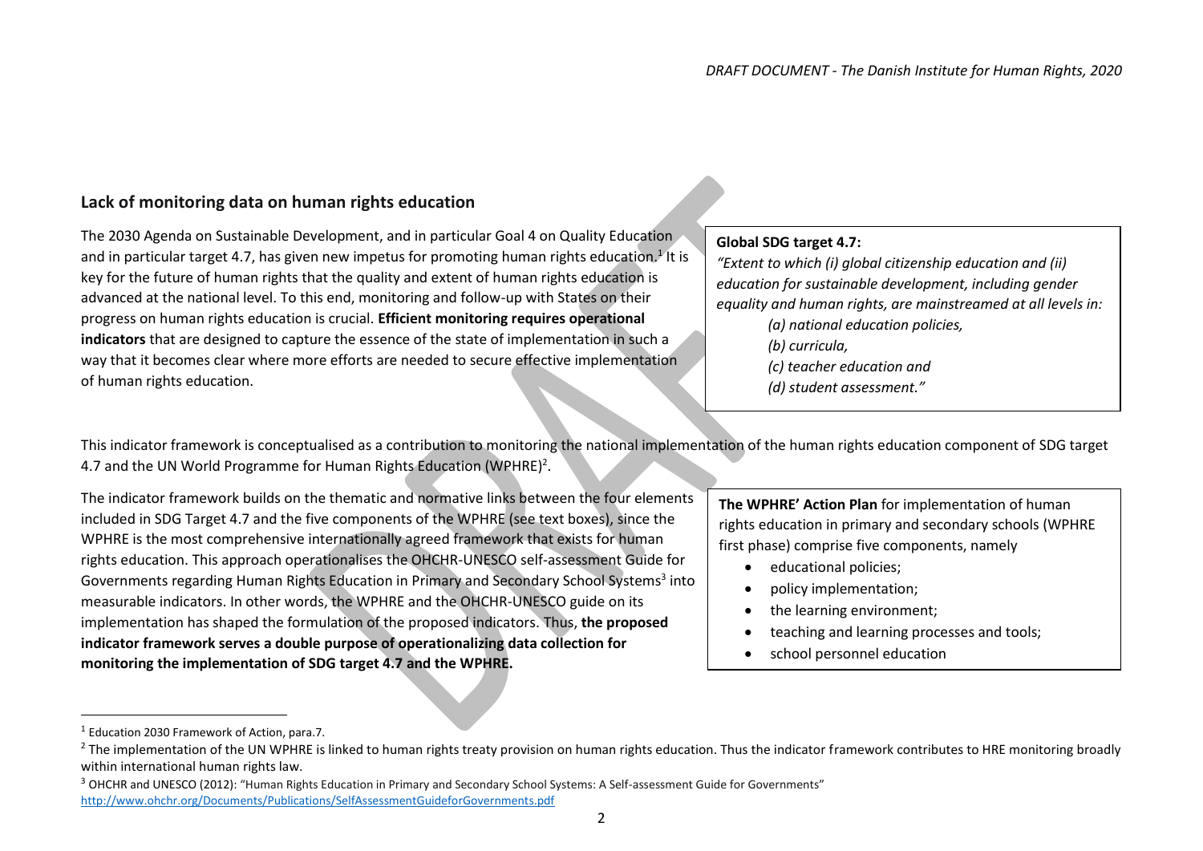## Lack of monitoring data on human rights education

The 2030 Agenda on Sustainable Development, and in particular Goal 4 on Quality Education and in particular target 4.7, has given new impetus for promoting human rights education.[1] It is key for the future of human rights that the quality and extent of human rights education is advanced at the national level. To this end, monitoring and follow-up with States on their progress on human rights education is crucial. **Efficient monitoring requires operational indicators** that are designed to capture the essence of the state of implementation in such a way that it becomes clear where more efforts are needed to secure effective implementation of human rights education.

**Global SDG target 4.7:**

*"Extent to which (i) global citizenship education and (ii) education for sustainable development, including gender equality and human rights, are mainstreamed at all levels in:*

*(a) national education policies,*

*(b) curricula,*

*(c) teacher education and*

*(d) student assessment."*

This indicator framework is conceptualised as a contribution to monitoring the national implementation of the human rights education component of SDG target 4.7 and the UN World Programme for Human Rights Education (WPHRE)[2].

The indicator framework builds on the thematic and normative links between the four elements included in SDG Target 4.7 and the five components of the WPHRE (see text boxes), since the WPHRE is the most comprehensive internationally agreed framework that exists for human rights education. This approach operationalises the OHCHR-UNESCO self-assessment Guide for Governments regarding Human Rights Education in Primary and Secondary School Systems[3] into measurable indicators. In other words, the WPHRE and the OHCHR-UNESCO guide on its implementation has shaped the formulation of the proposed indicators. Thus, **the proposed indicator framework serves a double purpose of operationalizing data collection for monitoring the implementation of SDG target 4.7 and the WPHRE.**

**The WPHRE' Action Plan** for implementation of human rights education in primary and secondary schools (WPHRE first phase) comprise five components, namely

- educational policies;
- policy implementation;
- the learning environment;
- teaching and learning processes and tools;
- school personnel education

---

[1] Education 2030 Framework of Action, para.7.

[2] The implementation of the UN WPHRE is linked to human rights treaty provision on human rights education. Thus the indicator framework contributes to HRE monitoring broadly within international human rights law.

[3] OHCHR and UNESCO (2012): "Human Rights Education in Primary and Secondary School Systems: A Self-assessment Guide for Governments" http://www.ohchr.org/Documents/Publications/SelfAssessmentGuideforGovernments.pdf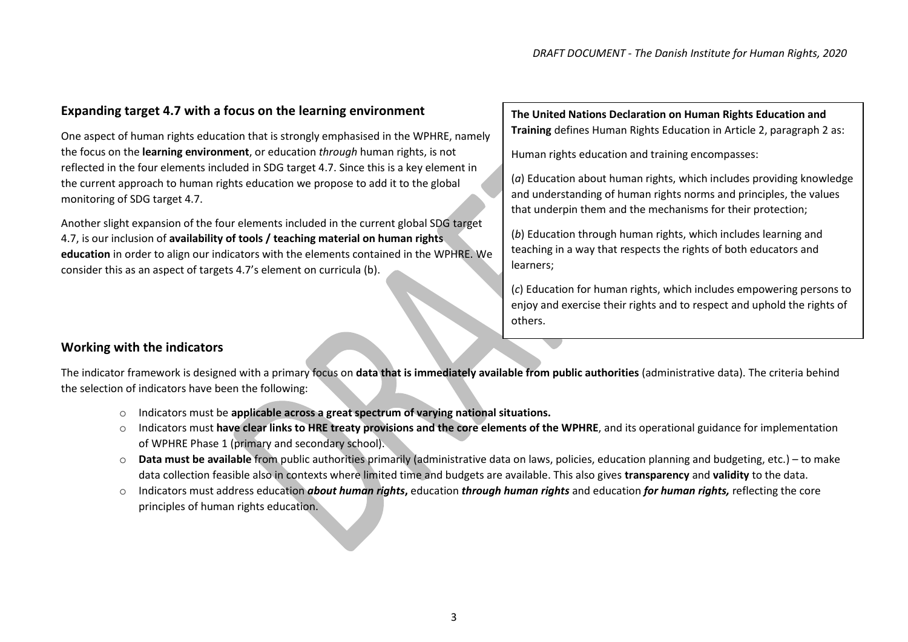## Expanding target 4.7 with a focus on the learning environment

One aspect of human rights education that is strongly emphasised in the WPHRE, namely the focus on the **learning environment**, or education *through* human rights, is not reflected in the four elements included in SDG target 4.7. Since this is a key element in the current approach to human rights education we propose to add it to the global monitoring of SDG target 4.7.

Another slight expansion of the four elements included in the current global SDG target 4.7, is our inclusion of **availability of tools / teaching material on human rights education** in order to align our indicators with the elements contained in the WPHRE. We consider this as an aspect of targets 4.7's element on curricula (b).

**The United Nations Declaration on Human Rights Education and Training** defines Human Rights Education in Article 2, paragraph 2 as:

Human rights education and training encompasses:

(*a*) Education about human rights, which includes providing knowledge and understanding of human rights norms and principles, the values that underpin them and the mechanisms for their protection;

(*b*) Education through human rights, which includes learning and teaching in a way that respects the rights of both educators and learners;

(*c*) Education for human rights, which includes empowering persons to enjoy and exercise their rights and to respect and uphold the rights of others.

## Working with the indicators

The indicator framework is designed with a primary focus on **data that is immediately available from public authorities** (administrative data). The criteria behind the selection of indicators have been the following:

- Indicators must be **applicable across a great spectrum of varying national situations.**
- Indicators must **have clear links to HRE treaty provisions and the core elements of the WPHRE**, and its operational guidance for implementation of WPHRE Phase 1 (primary and secondary school).
- **Data must be available** from public authorities primarily (administrative data on laws, policies, education planning and budgeting, etc.) – to make data collection feasible also in contexts where limited time and budgets are available. This also gives **transparency** and **validity** to the data.
- Indicators must address education ***about human rights*****,** education ***through human rights*** and education ***for human rights,*** reflecting the core principles of human rights education.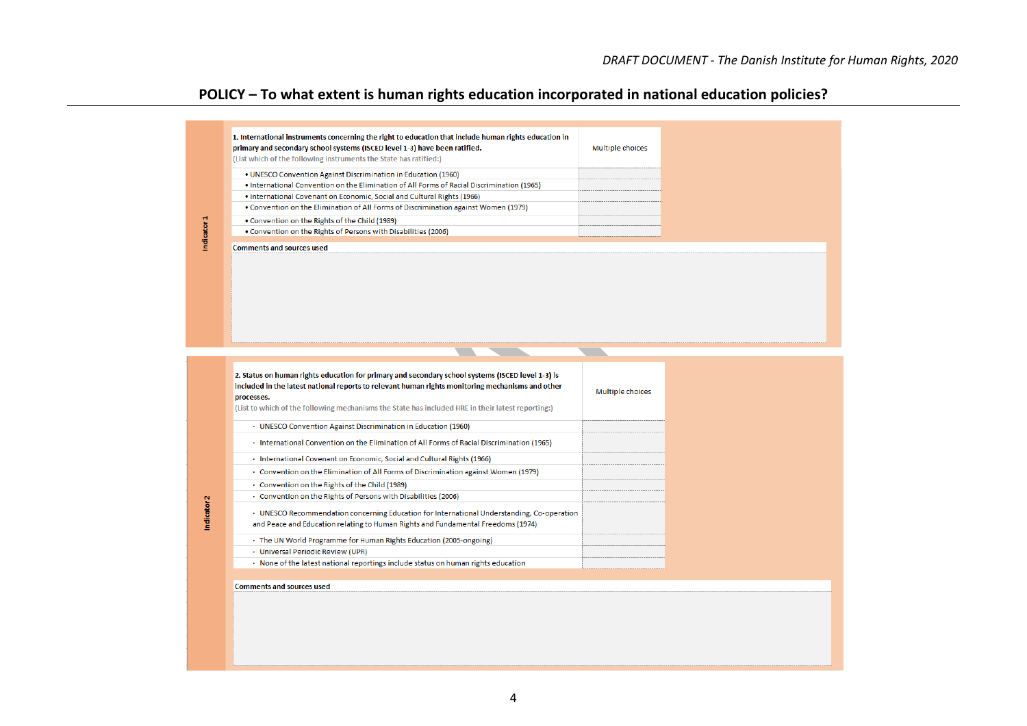## POLICY – To what extent is human rights education incorporated in national education policies?

### Indicator 1

| **1. International instruments concerning the right to education that include human rights education in primary and secondary school systems (ISCED level 1-3) have been ratified.** (List which of the following instruments the State has ratified:) | Multiple choices |
|---|---|
| • UNESCO Convention Against Discrimination in Education (1960) | |
| • International Convention on the Elimination of All Forms of Racial Discrimination (1965) | |
| • International Covenant on Economic, Social and Cultural Rights (1966) | |
| • Convention on the Elimination of All Forms of Discrimination against Women (1979) | |
| • Convention on the Rights of the Child (1989) | |
| • Convention on the Rights of Persons with Disabilities (2006) | |

**Comments and sources used**

### Indicator 2

| **2. Status on human rights education for primary and secondary school systems (ISCED level 1-3) is included in the latest national reports to relevant human rights monitoring mechanisms and other processes.** (List to which of the following mechanisms the State has included HRE in their latest reporting:) | Multiple choices |
|---|---|
| · UNESCO Convention Against Discrimination in Education (1960) | |
| · International Convention on the Elimination of All Forms of Racial Discrimination (1965) | |
| · International Covenant on Economic, Social and Cultural Rights (1966) | |
| · Convention on the Elimination of All Forms of Discrimination against Women (1979) | |
| · Convention on the Rights of the Child (1989) | |
| · Convention on the Rights of Persons with Disabilities (2006) | |
| · UNESCO Recommendation concerning Education for International Understanding, Co-operation and Peace and Education relating to Human Rights and Fundamental Freedoms (1974) | |
| · The UN World Programme for Human Rights Education (2005-ongoing) | |
| · Universal Periodic Review (UPR) | |
| · None of the latest national reportings include status on human rights education | |

**Comments and sources used**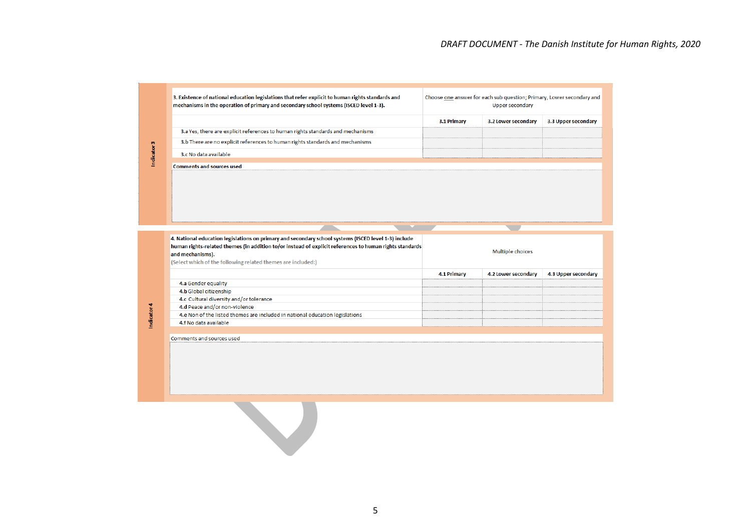**Indicator 3**

| 3. Existence of national education legislations that refer explicit to human rights standards and mechanisms in the operation of primary and secondary school systems (ISCED level 1-3). | Choose one answer for each sub question; Primary, Lower secondary and Upper secondary | | |
|---|---|---|---|
| | **3.1 Primary** | **3.2 Lower secondary** | **3.3 Upper secondary** |
| 3.a Yes, there are explicit references to human rights standards and mechanisms | | | |
| 3.b There are no explicit references to human rights standards and mechanisms | | | |
| 3.c No data available | | | |

**Comments and sources used**

**Indicator 4**

| **4. National education legislations on primary and secondary school systems (ISCED level 1-3) include human rights-related themes (in addition to/or instead of explicit references to human rights standards and mechanisms).** (Select which of the following related themes are included:) | Multiple choices | | |
|---|---|---|---|
| | **4.1 Primary** | **4.2 Lower secondary** | **4.3 Upper secondary** |
| 4.a Gender equality | | | |
| 4.b Global citizenship | | | |
| 4.c Cultural diversity and/or tolerance | | | |
| 4.d Peace and/or non-violence | | | |
| 4.e Non of the listed themes are included in national education legislations | | | |
| 4.f No data available | | | |

Comments and sources used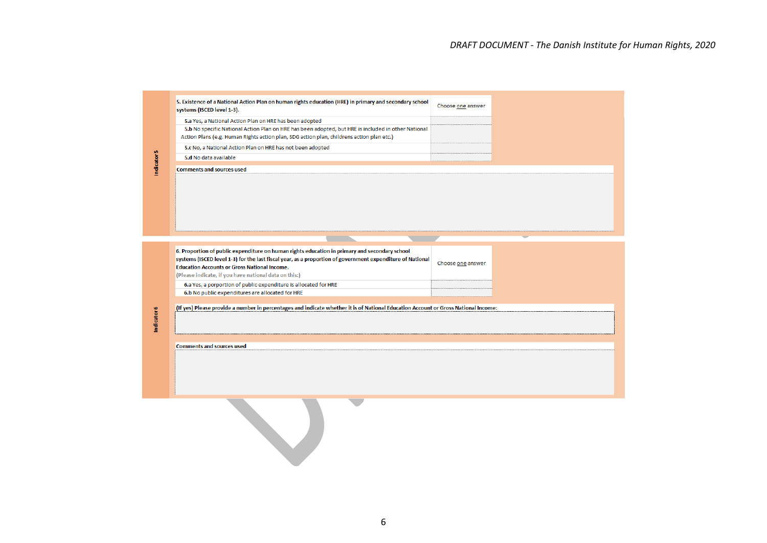**Indicator 5**

| 5. Existence of a National Action Plan on human rights education (HRE) in primary and secondary school systems (ISCED level 1-3). | Choose one answer |
|---|---|
| **5.a** Yes, a National Action Plan on HRE has been adopted | |
| **5.b** No specific National Action Plan on HRE has been adopted, but HRE is included in other National Action Plans (e.g. Human Rights action plan, SDG action plan, childrens action plan etc.) | |
| **5.c** No, a National Action Plan on HRE has not been adopted | |
| **5.d** No data available | |

**Comments and sources used**

**Indicator 6**

| 6. Proportion of public expenditure on human rights education in primary and secondary school systems (ISCED level 1-3) for the last fiscal year, as a proportion of government expenditure of National Education Accounts or Gross National Income. (Please indicate, if you have national data on this:) | Choose one answer |
|---|---|
| **6.a** Yes, a porportion of public expenditure is allocated for HRE | |
| **6.b** No public expenditures are allocated for HRE | |

**(If yes) Please provide a number in percentages and indicate whether it is of National Education Account or Gross National Income:**

**Comments and sources used**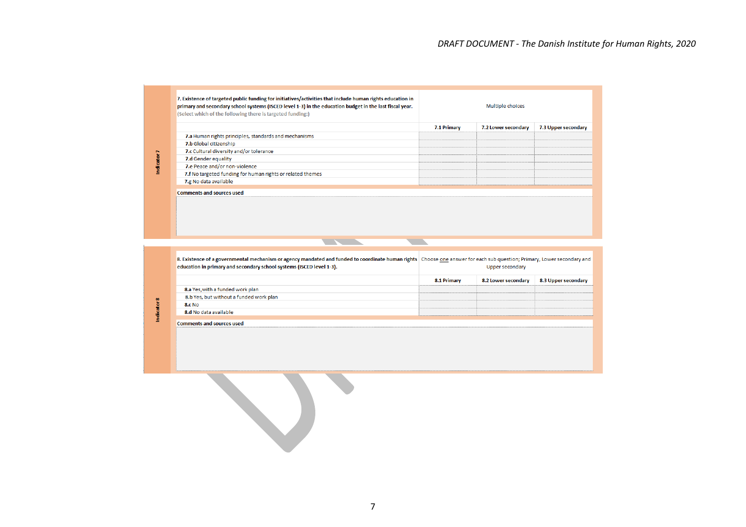**Indicator 7**

| **7. Existence of targeted public funding for initiatives/activities that include human rights education in primary and secondary school systems (ISCED level 1-3) in the education budget in the last fiscal year.** (Select which of the following there is targeted funding:) | Multiple choices | | |
|---|---|---|---|
| | **7.1 Primary** | **7.2 Lower secondary** | **7.3 Upper secondary** |
| **7.a** Human rights principles, standards and mechanisms | | | |
| **7.b** Global citizenship | | | |
| **7.c** Cultural diversity and/or tolerance | | | |
| **7.d** Gender equality | | | |
| **7.e** Peace and/or non-violence | | | |
| **7.f** No targeted funding for human rights or related themes | | | |
| **7.g** No data available | | | |

**Comments and sources used**

**Indicator 8**

| **8. Existence of a governmental mechanism or agency mandated and funded to coordinate human rights education in primary and secondary school systems (ISCED level 1-3).** | Choose one answer for each sub question; Primary, Lower secondary and Upper secondary | | |
|---|---|---|---|
| | **8.1 Primary** | **8.2 Lower secondary** | **8.3 Upper secondary** |
| **8.a** Yes, with a funded work plan | | | |
| 8.b Yes, but without a funded work plan | | | |
| **8.c** No | | | |
| **8.d** No data available | | | |

**Comments and sources used**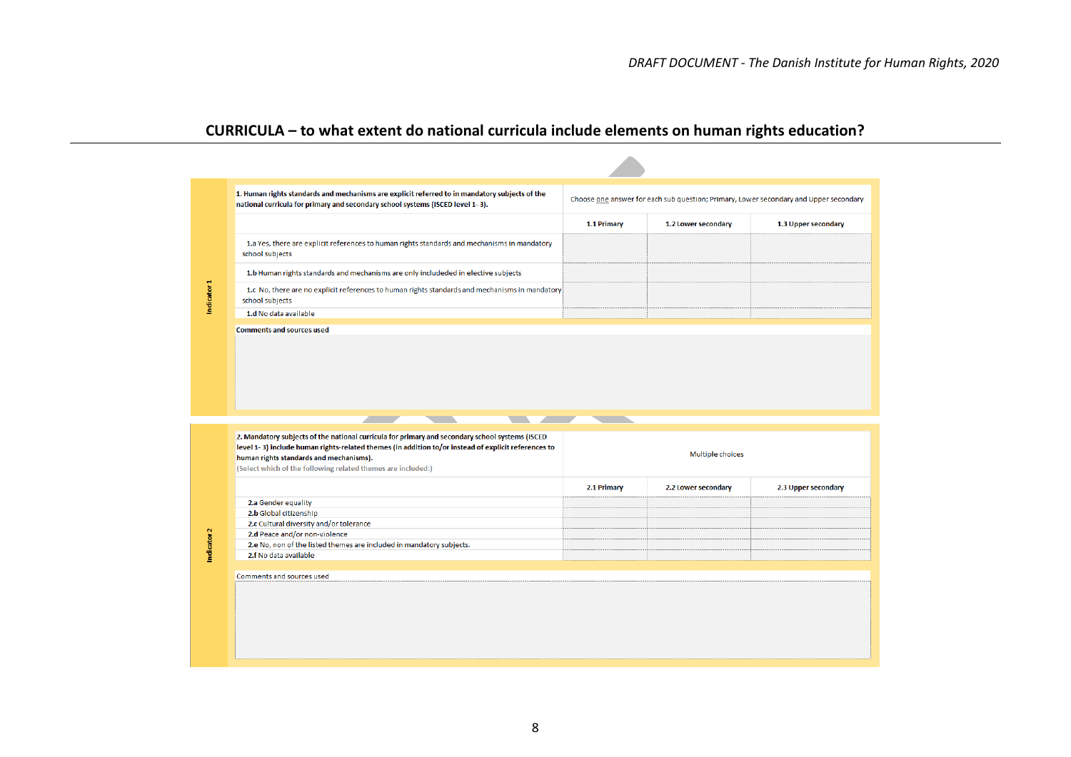## CURRICULA – to what extent do national curricula include elements on human rights education?

**Indicator 1**

| **1. Human rights standards and mechanisms are explicit referred to in mandatory subjects of the national curricula for primary and secondary school systems (ISCED level 1- 3).** | Choose one answer for each sub question; Primary, Lower secondary and Upper secondary | | |
|---|---|---|---|
| | **1.1 Primary** | **1.2 Lower secondary** | **1.3 Upper secondary** |
| 1.a Yes, there are explicit references to human rights standards and mechanisms in mandatory school subjects | | | |
| 1.b Human rights standards and mechanisms are only includeded in elective subjects | | | |
| 1.c No, there are no explicit references to human rights standards and mechanisms in mandatory school subjects | | | |
| 1.d No data available | | | |

**Comments and sources used**

**Indicator 2**

| **2. Mandatory subjects of the national curricula for primary and secondary school systems (ISCED level 1- 3) include human rights-related themes (in addition to/or instead of explicit references to human rights standards and mechanisms).** (Select which of the following related themes are included:) | Multiple choices | | |
|---|---|---|---|
| | **2.1 Primary** | **2.2 Lower secondary** | **2.3 Upper secondary** |
| **2.a** Gender equality | | | |
| **2.b** Global citizenship | | | |
| **2.c** Cultural diversity and/or tolerance | | | |
| **2.d** Peace and/or non-violence | | | |
| **2.e** No, non of the listed themes are included in mandatory subjects. | | | |
| **2.f** No data available | | | |

Comments and sources used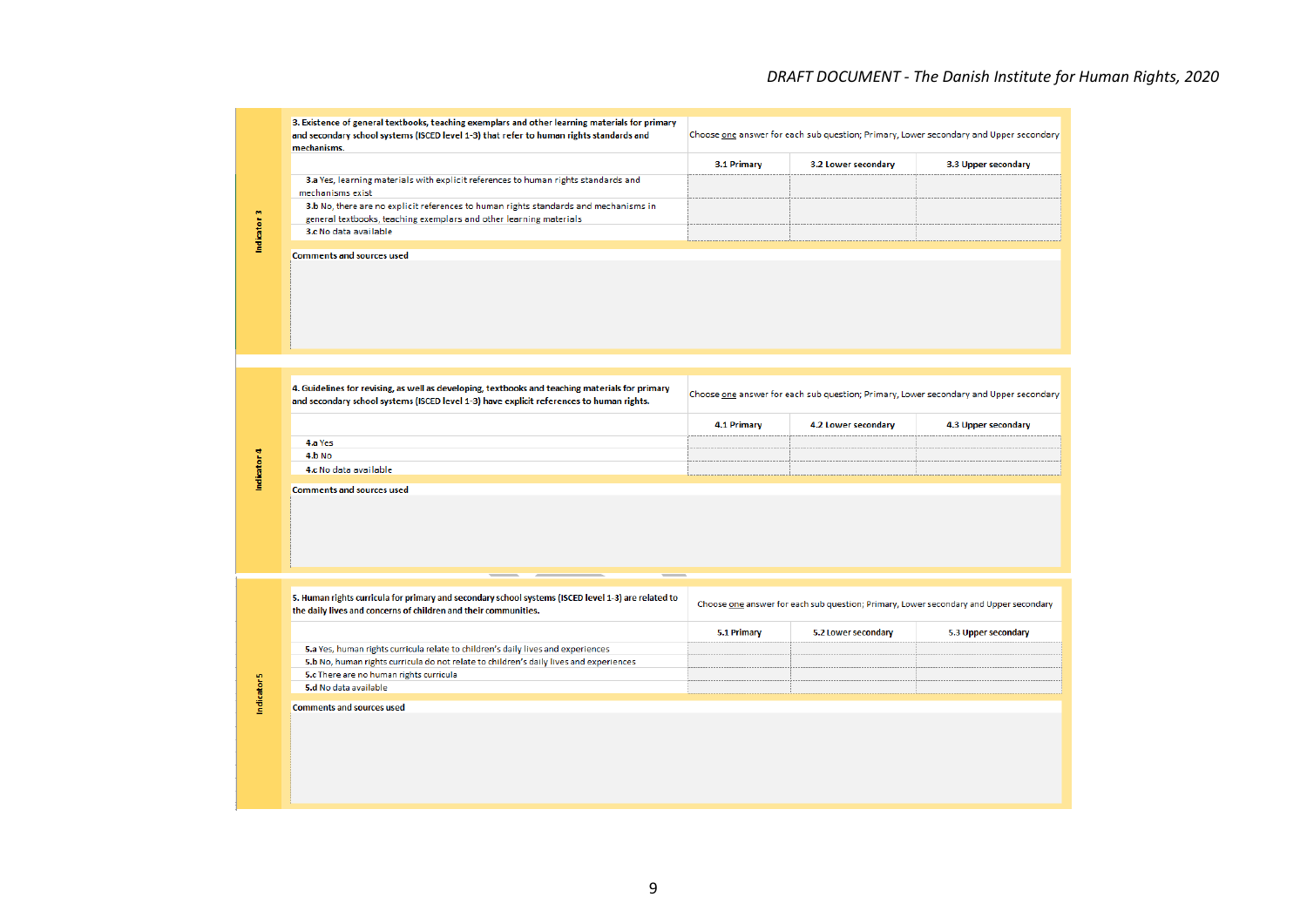**Indicator 3**

| 3. Existence of general textbooks, teaching exemplars and other learning materials for primary and secondary school systems (ISCED level 1-3) that refer to human rights standards and mechanisms. | Choose one answer for each sub question; Primary, Lower secondary and Upper secondary | | |
|---|---|---|---|
| | 3.1 Primary | 3.2 Lower secondary | 3.3 Upper secondary |
| 3.a Yes, learning materials with explicit references to human rights standards and mechanisms exist | | | |
| 3.b No, there are no explicit references to human rights standards and mechanisms in general textbooks, teaching exemplars and other learning materials | | | |
| 3.c No data available | | | |

Comments and sources used

**Indicator 4**

| 4. Guidelines for revising, as well as developing, textbooks and teaching materials for primary and secondary school systems (ISCED level 1-3) have explicit references to human rights. | Choose one answer for each sub question; Primary, Lower secondary and Upper secondary | | |
|---|---|---|---|
| | 4.1 Primary | 4.2 Lower secondary | 4.3 Upper secondary |
| 4.a Yes | | | |
| 4.b No | | | |
| 4.c No data available | | | |

Comments and sources used

**Indicator 5**

| 5. Human rights curricula for primary and secondary school systems (ISCED level 1-3) are related to the daily lives and concerns of children and their communities. | Choose one answer for each sub question; Primary, Lower secondary and Upper secondary | | |
|---|---|---|---|
| | 5.1 Primary | 5.2 Lower secondary | 5.3 Upper secondary |
| 5.a Yes, human rights curricula relate to children's daily lives and experiences | | | |
| 5.b No, human rights curricula do not relate to children's daily lives and experiences | | | |
| 5.c There are no human rights curricula | | | |
| 5.d No data available | | | |

Comments and sources used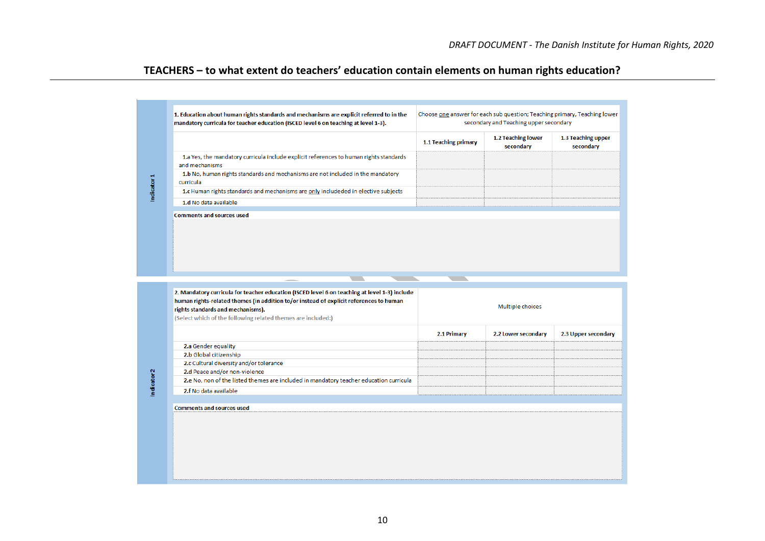## TEACHERS – to what extent do teachers' education contain elements on human rights education?

**Indicator 1**

| **1. Education about human rights standards and mechanisms are explicit referred to in the mandatory curricula for teacher education (ISCED level 6 on teaching at level 1-3).** | Choose one answer for each sub question; Teaching primary, Teaching lower secondary and Teaching upper secondary | | |
|---|---|---|---|
| | **1.1 Teaching primary** | **1.2 Teaching lower secondary** | **1.3 Teaching upper secondary** |
| **1.a** Yes, the mandatory curricula include explicit references to human rights standards and mechanisms | | | |
| **1.b** No, human rights standards and mechanisms are not included in the mandatory curricula | | | |
| **1.c** Human rights standards and mechanisms are only includeded in elective subjects | | | |
| **1.d** No data available | | | |

**Comments and sources used**

**Indicator 2**

| **2. Mandatory curricula for teacher education (ISCED level 6 on teaching at level 1-3) include human rights-related themes (in addition to/or instead of explicit references to human rights standards and mechanisms).** (Select which of the following related themes are included:) | Multiple choices | | |
|---|---|---|---|
| | **2.1 Primary** | **2.2 Lower secondary** | **2.3 Upper secondary** |
| **2.a** Gender equality | | | |
| **2.b** Global citizenship | | | |
| **2.c** Cultural diversity and/or tolerance | | | |
| **2.d** Peace and/or non-violence | | | |
| **2.e** No, non of the listed themes are included in mandatory teacher education curricula | | | |
| **2.f** No data available | | | |

**Comments and sources used**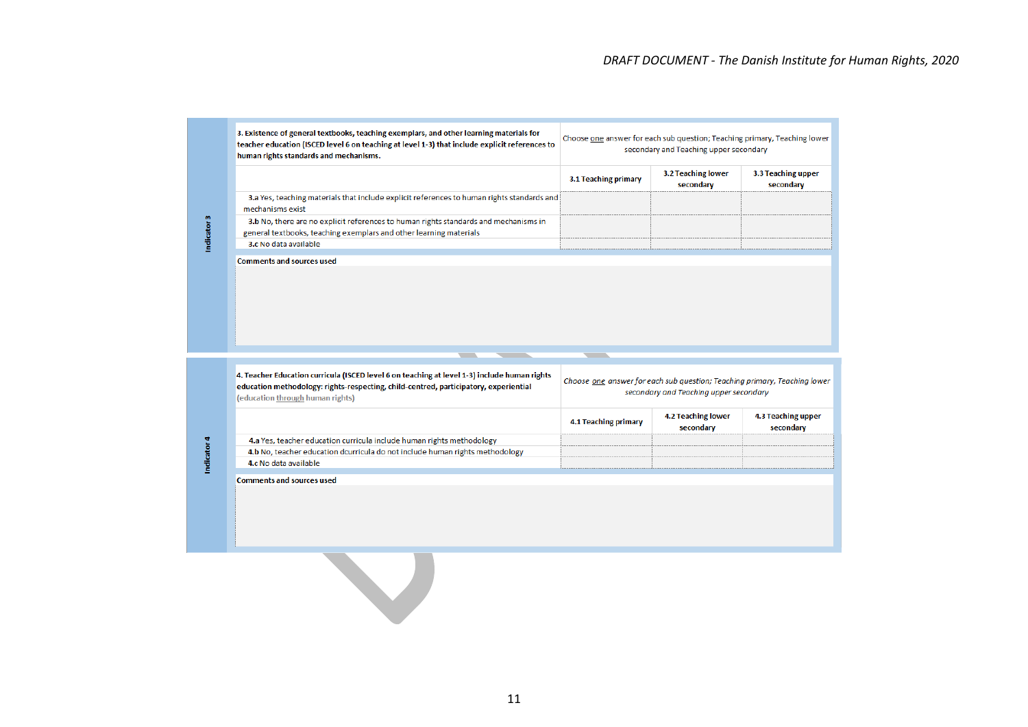**Indicator 3**

| **3. Existence of general textbooks, teaching exemplars, and other learning materials for teacher education (ISCED level 6 on teaching at level 1-3) that include explicit references to human rights standards and mechanisms.** | Choose one answer for each sub question; Teaching primary, Teaching lower secondary and Teaching upper secondary | | |
|---|---|---|---|
| | **3.1 Teaching primary** | **3.2 Teaching lower secondary** | **3.3 Teaching upper secondary** |
| **3.a** Yes, teaching materials that include explicit references to human rights standards and mechanisms exist | | | |
| **3.b** No, there are no explicit references to human rights standards and mechanisms in general textbooks, teaching exemplars and other learning materials | | | |
| **3.c** No data available | | | |

**Comments and sources used**

**Indicator 4**

| **4. Teacher Education curricula (ISCED level 6 on teaching at level 1-3) include human rights education methodology: rights-respecting, child-centred, participatory, experiential** (education through human rights) | *Choose one answer for each sub question; Teaching primary, Teaching lower secondary and Teaching upper secondary* | | |
|---|---|---|---|
| | **4.1 Teaching primary** | **4.2 Teaching lower secondary** | **4.3 Teaching upper secondary** |
| **4.a** Yes, teacher education curricula include human rights methodology | | | |
| **4.b** No, teacher education dcurricula do not include human rights methodology | | | |
| **4.c** No data available | | | |

**Comments and sources used**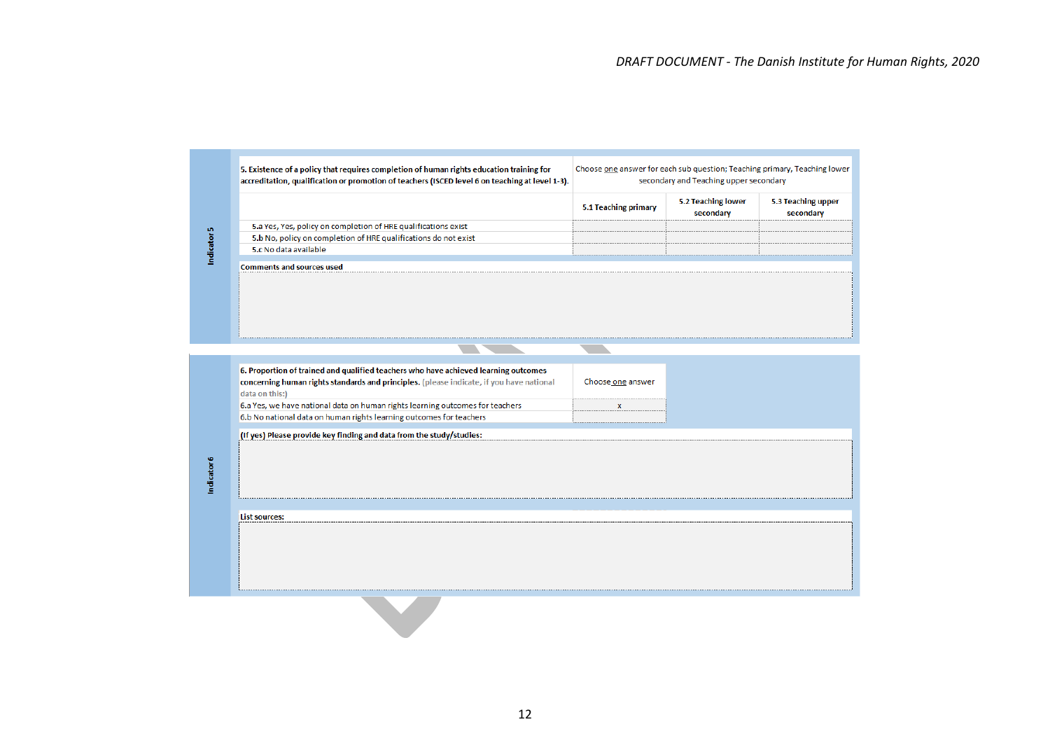## Indicator 5

| 5. Existence of a policy that requires completion of human rights education training for accreditation, qualification or promotion of teachers (ISCED level 6 on teaching at level 1-3). | Choose one answer for each sub question; Teaching primary, Teaching lower secondary and Teaching upper secondary | | |
|---|---|---|---|
| | 5.1 Teaching primary | 5.2 Teaching lower secondary | 5.3 Teaching upper secondary |
| 5.a Yes, Yes, policy on completion of HRE qualifications exist | | | |
| 5.b No, policy on completion of HRE qualifications do not exist | | | |
| 5.c No data available | | | |

**Comments and sources used**

## Indicator 6

| 6. Proportion of trained and qualified teachers who have achieved learning outcomes concerning human rights standards and principles. (please indicate, if you have national data on this:) | Choose one answer |
|---|---|
| 6.a Yes, we have national data on human rights learning outcomes for teachers | x |
| 6.b No national data on human rights learning outcomes for teachers | |

**(If yes) Please provide key finding and data from the study/studies:**

**List sources:**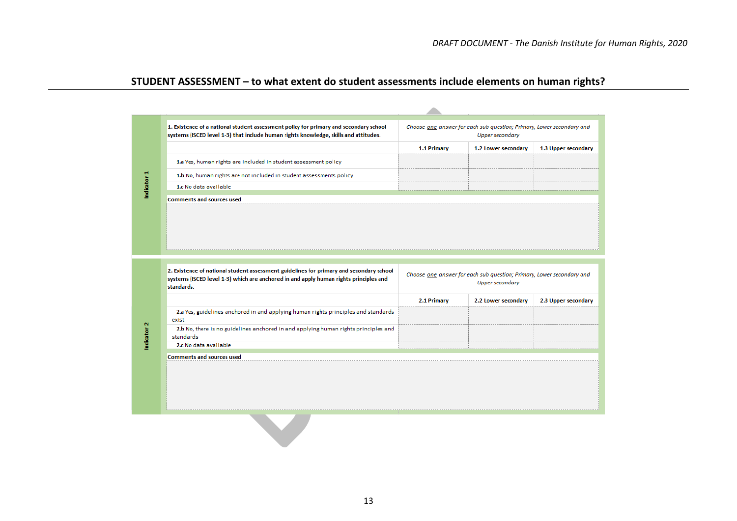## STUDENT ASSESSMENT – to what extent do student assessments include elements on human rights?

**Indicator 1**

| **1. Existence of a national student assessment policy for primary and secondary school systems (ISCED level 1-3) that include human rights knowledge, skills and attitudes.** | *Choose one answer for each sub question; Primary, Lower secondary and Upper secondary* | | |
|---|---|---|---|
| | **1.1 Primary** | **1.2 Lower secondary** | **1.3 Upper secondary** |
| **1.a** Yes, human rights are included in student assessment policy | | | |
| **1.b** No, human rights are not included in student assessments policy | | | |
| **1.c** No data available | | | |

Comments and sources used

**Indicator 2**

| **2. Existence of national student assessment guidelines for primary and secondary school systems (ISCED level 1-3) which are anchored in and apply human rights principles and standards.** | *Choose one answer for each sub question; Primary, Lower secondary and Upper secondary* | | |
|---|---|---|---|
| | **2.1 Primary** | **2.2 Lower secondary** | **2.3 Upper secondary** |
| **2.a** Yes, guidelines anchored in and applying human rights principles and standards exist | | | |
| **2.b** No, there is no guidelines anchored in and applying human rights principles and standards | | | |
| **2.c** No data available | | | |

Comments and sources used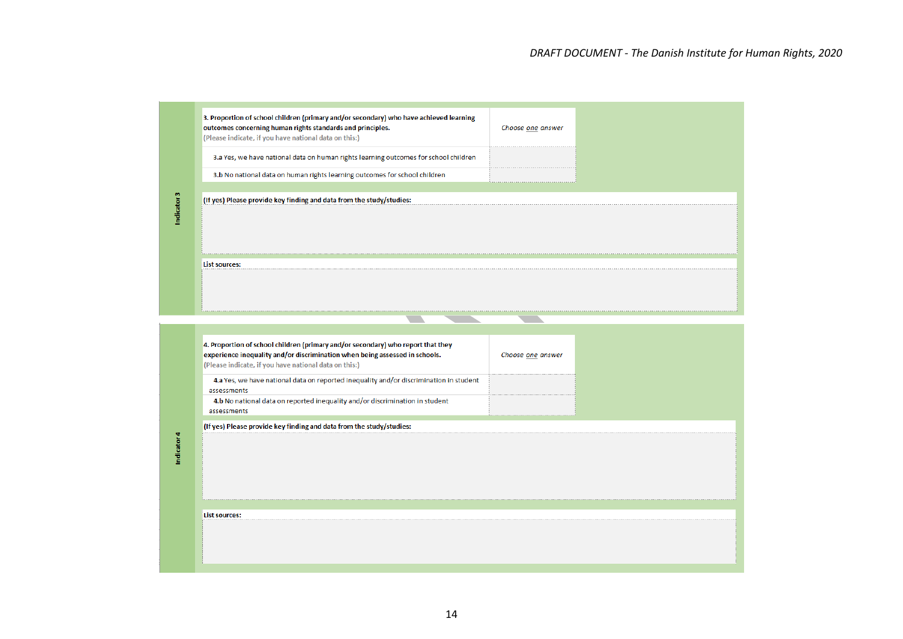**Indicator 3**

| **3. Proportion of school children (primary and/or secondary) who have achieved learning outcomes concerning human rights standards and principles.** (Please indicate, if you have national data on this:) | *Choose one answer* |
|---|---|
| 3.a Yes, we have national data on human rights learning outcomes for school children | |
| 3.b No national data on human rights learning outcomes for school children | |

**(If yes) Please provide key finding and data from the study/studies:**

**List sources:**

**Indicator 4**

| **4. Proportion of school children (primary and/or secondary) who report that they experience inequality and/or discrimination when being assessed in schools.** (Please indicate, if you have national data on this:) | *Choose one answer* |
|---|---|
| **4.a** Yes, we have national data on reported inequality and/or discrimination in student assessments | |
| **4.b** No national data on reported inequality and/or discrimination in student assessments | |

**(If yes) Please provide key finding and data from the study/studies:**

**List sources:**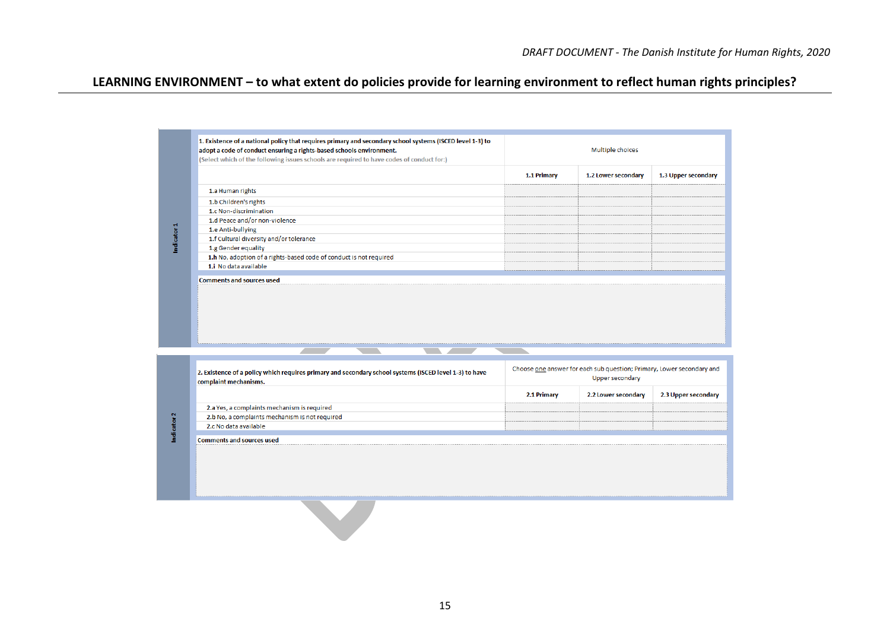## LEARNING ENVIRONMENT – to what extent do policies provide for learning environment to reflect human rights principles?

**Indicator 1**

| **1. Existence of a national policy that requires primary and secondary school systems (ISCED level 1-3) to adopt a code of conduct ensuring a rights-based schools environment.** (Select which of the following issues schools are required to have codes of conduct for:) | Multiple choices | | |
|---|---|---|---|
| | **1.1 Primary** | **1.2 Lower secondary** | **1.3 Upper secondary** |
| 1.a Human rights | | | |
| 1.b Children's rights | | | |
| 1.c Non-discrimination | | | |
| 1.d Peace and/or non-violence | | | |
| 1.e Anti-bullying | | | |
| 1.f Cultural diversity and/or tolerance | | | |
| 1.g Gender equality | | | |
| **1.h** No, adoption of a rights-based code of conduct is not required | | | |
| **1.i** No data available | | | |

**Comments and sources used**

**Indicator 2**

| **2. Existence of a policy which requires primary and secondary school systems (ISCED level 1-3) to have complaint mechanisms.** | Choose one answer for each sub question; Primary, Lower secondary and Upper secondary | | |
|---|---|---|---|
| | **2.1 Primary** | **2.2 Lower secondary** | **2.3 Upper secondary** |
| 2.a Yes, a complaints mechanism is required | | | |
| 2.b No, a complaints mechanism is not required | | | |
| 2.c No data available | | | |

**Comments and sources used**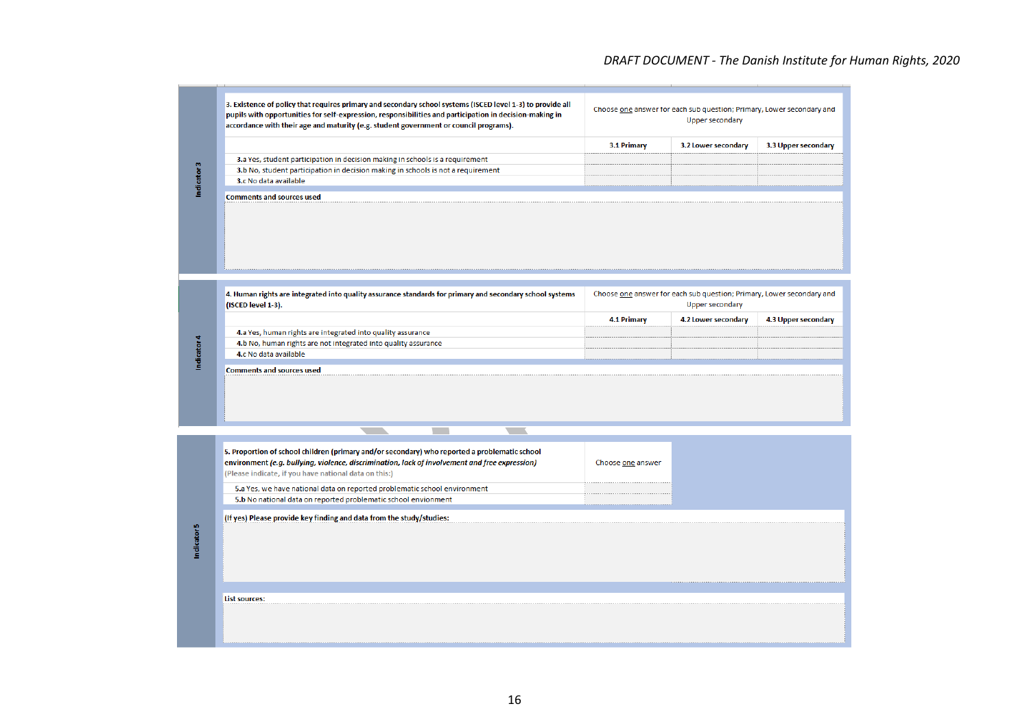## Indicator 3

| 3. Existence of policy that requires primary and secondary school systems (ISCED level 1-3) to provide all pupils with opportunities for self-expression, responsibilities and participation in decision-making in accordance with their age and maturity (e.g. student government or council programs). | Choose one answer for each sub question; Primary, Lower secondary and Upper secondary | | |
|---|---|---|---|
| | 3.1 Primary | 3.2 Lower secondary | 3.3 Upper secondary |
| 3.a Yes, student participation in decision making in schools is a requirement | | | |
| 3.b No, student participation in decision making in schools is not a requirement | | | |
| 3.c No data available | | | |

**Comments and sources used**

## Indicator 4

| 4. Human rights are integrated into quality assurance standards for primary and secondary school systems (ISCED level 1-3). | Choose one answer for each sub question; Primary, Lower secondary and Upper secondary | | |
|---|---|---|---|
| | 4.1 Primary | 4.2 Lower secondary | 4.3 Upper secondary |
| 4.a Yes, human rights are integrated into quality assurance | | | |
| 4.b No, human rights are not integrated into quality assurance | | | |
| 4.c No data available | | | |

**Comments and sources used**

## Indicator 5

| 5. Proportion of school children (primary and/or secondary) who reported a problematic school environment *(e.g. bullying, violence, discrimination, lack of involvement and free expression)* (Please indicate, if you have national data on this:) | Choose one answer |
|---|---|
| 5.a Yes, we have national data on reported problematic school environment | |
| 5.b No national data on reported problematic school envionment | |

**(If yes) Please provide key finding and data from the study/studies:**

**List sources:**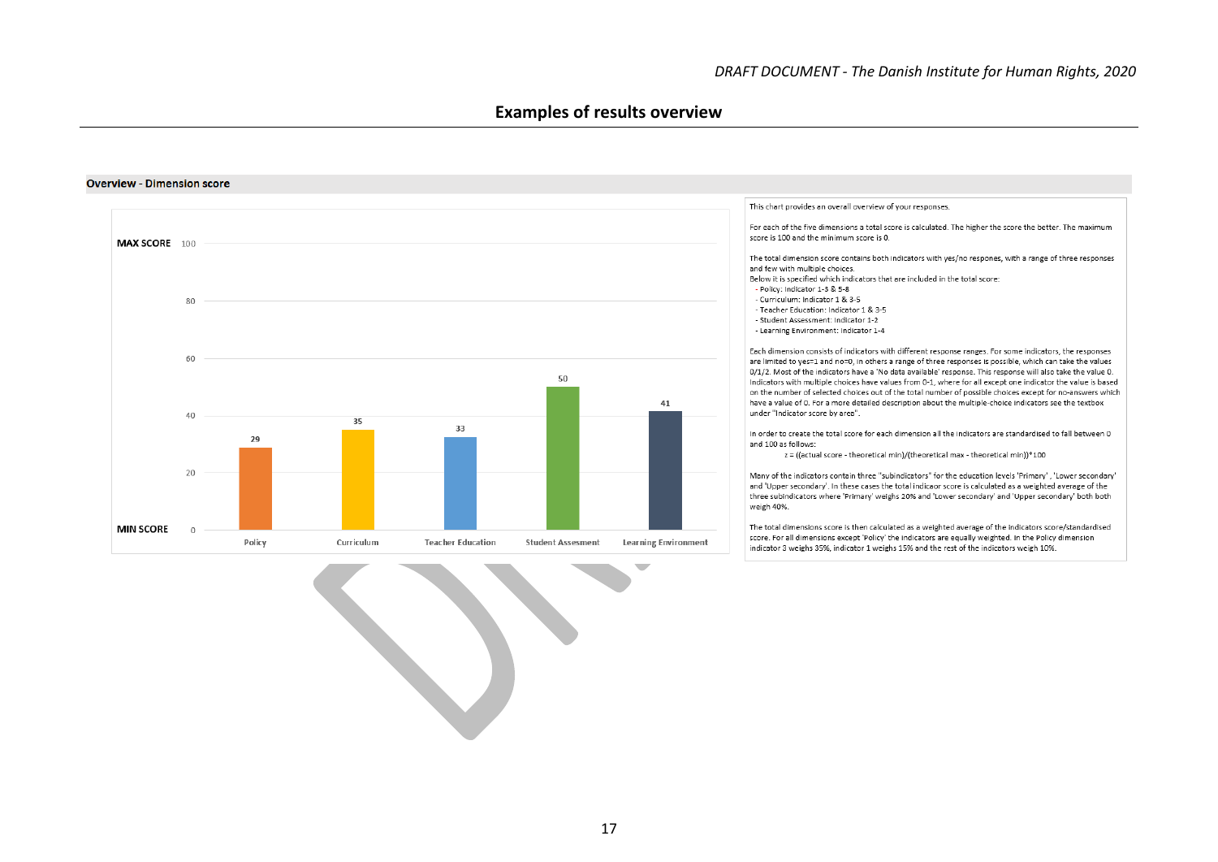# Examples of results overview

## Overview - Dimension score

| Dimension | Score |
|---|---|
| Policy | 29 |
| Curriculum | 35 |
| Teacher Education | 33 |
| Student Assesment | 50 |
| Learning Environment | 41 |

MAX SCORE 100 — MIN SCORE 0

This chart provides an overall overview of your responses.

For each of the five dimensions a total score is calculated. The higher the score the better. The maximum score is 100 and the minimum score is 0.

The total dimension score contains both indicators with yes/no respones, with a range of three responses and few with multiple choices.
Below it is specified which indicators that are included in the total score:

- Policy: Indicator 1-3 & 5-8
- Curriculum: Indicator 1 & 3-5
- Teacher Education: Indicator 1 & 3-5
- Student Assessment: Indicator 1-2
- Learning Environment: Indicator 1-4

Each dimension consists of indicators with different response ranges. For some indicators, the responses are limited to yes=1 and no=0, in others a range of three responses is possible, which can take the values 0/1/2. Most of the indicators have a 'No data available' response. This response will also take the value 0. Indicators with multiple choices have values from 0-1, where for all except one indicator the value is based on the number of selected choices out of the total number of possible choices except for no-answers which have a value of 0. For a more detailed description about the multiple-choice indicators see the textbox under "Indicator score by area".

In order to create the total score for each dimension all the indicators are standardised to fall between 0 and 100 as follows:

$$z = ((\text{actual score} - \text{theoretical min})/(\text{theoretical max} - \text{theoretical min}))*100$$

Many of the indicators contain three "subindicators" for the education levels 'Primary', 'Lower secondary' and 'Upper secondary'. In these cases the total indicaor score is calculated as a weighted average of the three subindicators where 'Primary' weighs 20% and 'Lower secondary' and 'Upper secondary' both both weigh 40%.

The total dimensions score is then calculated as a weighted average of the indicators score/standardised score. For all dimensions except 'Policy' the indicators are equally weighted. In the Policy dimension indicator 3 weighs 35%, indicator 1 weighs 15% and the rest of the indicators weigh 10%.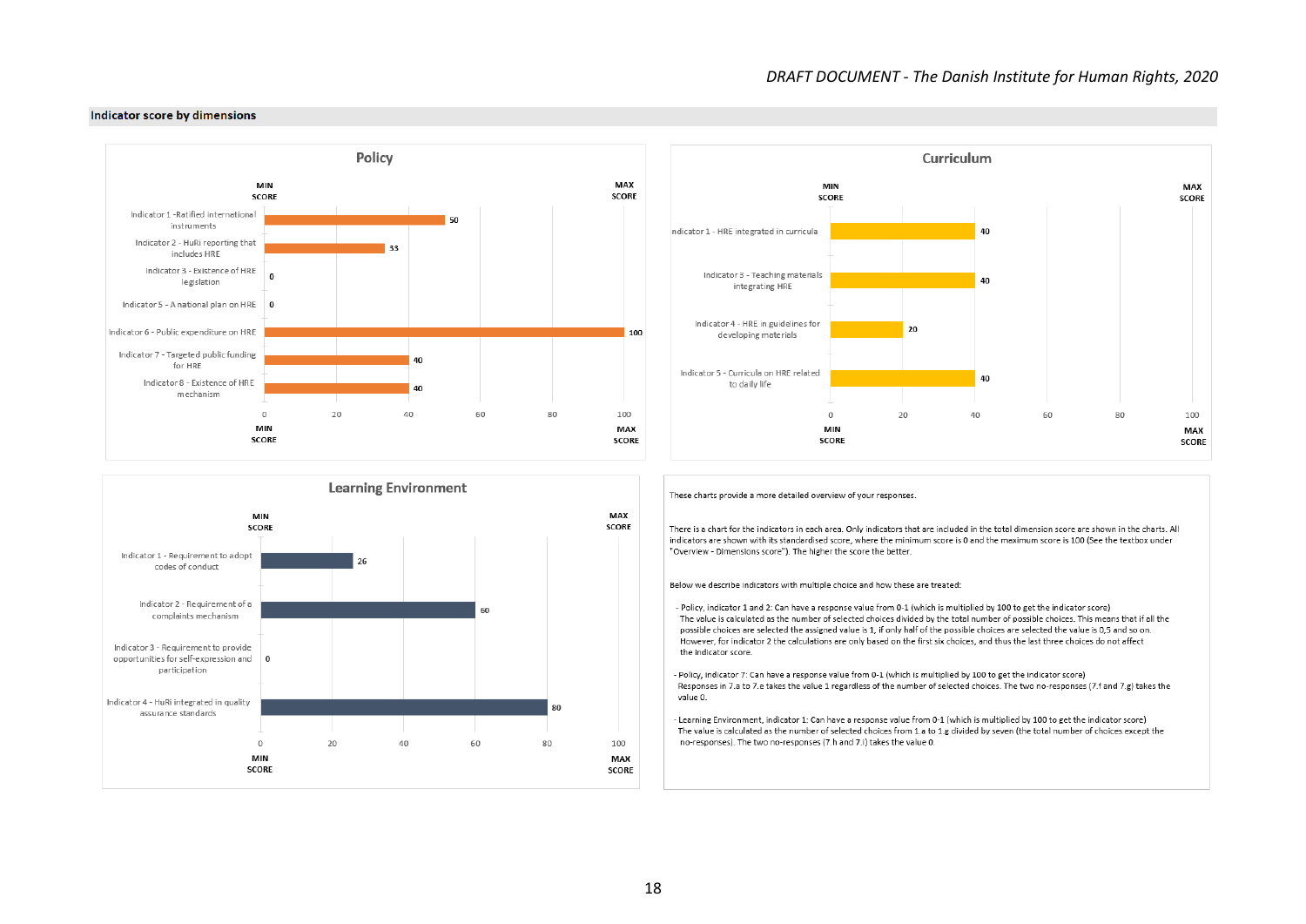**Indicator score by dimensions**

### Policy

| Indicator | Score |
|---|---|
| Indicator 1 - Ratified international instruments | 50 |
| Indicator 2 - HuRi reporting that includes HRE | 33 |
| Indicator 3 - Existence of HRE legislation | 0 |
| Indicator 5 - A national plan on HRE | 0 |
| Indicator 6 - Public expenditure on HRE | 100 |
| Indicator 7 - Targeted public funding for HRE | 40 |
| Indicator 8 - Existence of HRE mechanism | 40 |

### Curriculum

| Indicator | Score |
|---|---|
| Indicator 1 - HRE integrated in curricula | 40 |
| Indicator 3 - Teaching materials integrating HRE | 40 |
| Indicator 4 - HRE in guidelines for developing materials | 20 |
| Indicator 5 - Curricula on HRE related to daily life | 40 |

### Learning Environment

| Indicator | Score |
|---|---|
| Indicator 1 - Requirement to adopt codes of conduct | 26 |
| Indicator 2 - Requirement of a complaints mechanism | 60 |
| Indicator 3 - Requirement to provide opportunities for self-expression and participation | 0 |
| Indicator 4 - HuRi integrated in quality assurance standards | 80 |

(All charts: MIN SCORE 0, MAX SCORE 100)

These charts provide a more detailed overview of your responses.

There is a chart for the indicators in each area. Only indicators that are included in the total dimension score are shown in the charts. All indicators are shown with its standardised score, where the minimum score is 0 and the maximum score is 100 (See the textbox under "Overview - Dimensions score"). The higher the score the better.

Below we describe indicators with multiple choice and how these are treated:

- Policy, indicator 1 and 2: Can have a response value from 0-1 (which is multiplied by 100 to get the indicator score)
  The value is calculated as the number of selected choices divided by the total number of possible choices. This means that if all the possible choices are selected the assigned value is 1, if only half of the possible choices are selected the value is 0,5 and so on. However, for indicator 2 the calculations are only based on the first six choices, and thus the last three choices do not affect the indicator score.
- Policy, indicator 7: Can have a response value from 0-1 (which is multiplied by 100 to get the indicator score)
  Responses in 7.a to 7.e takes the value 1 regardless of the number of selected choices. The two no-responses (7.f and 7.g) takes the value 0.
- Learning Environment, indicator 1: Can have a response value from 0-1 (which is multiplied by 100 to get the indicator score)
  The value is calculated as the number of selected choices from 1.a to 1.g divided by seven (the total number of choices except the no-responses). The two no-responses (7.h and 7.i) takes the value 0.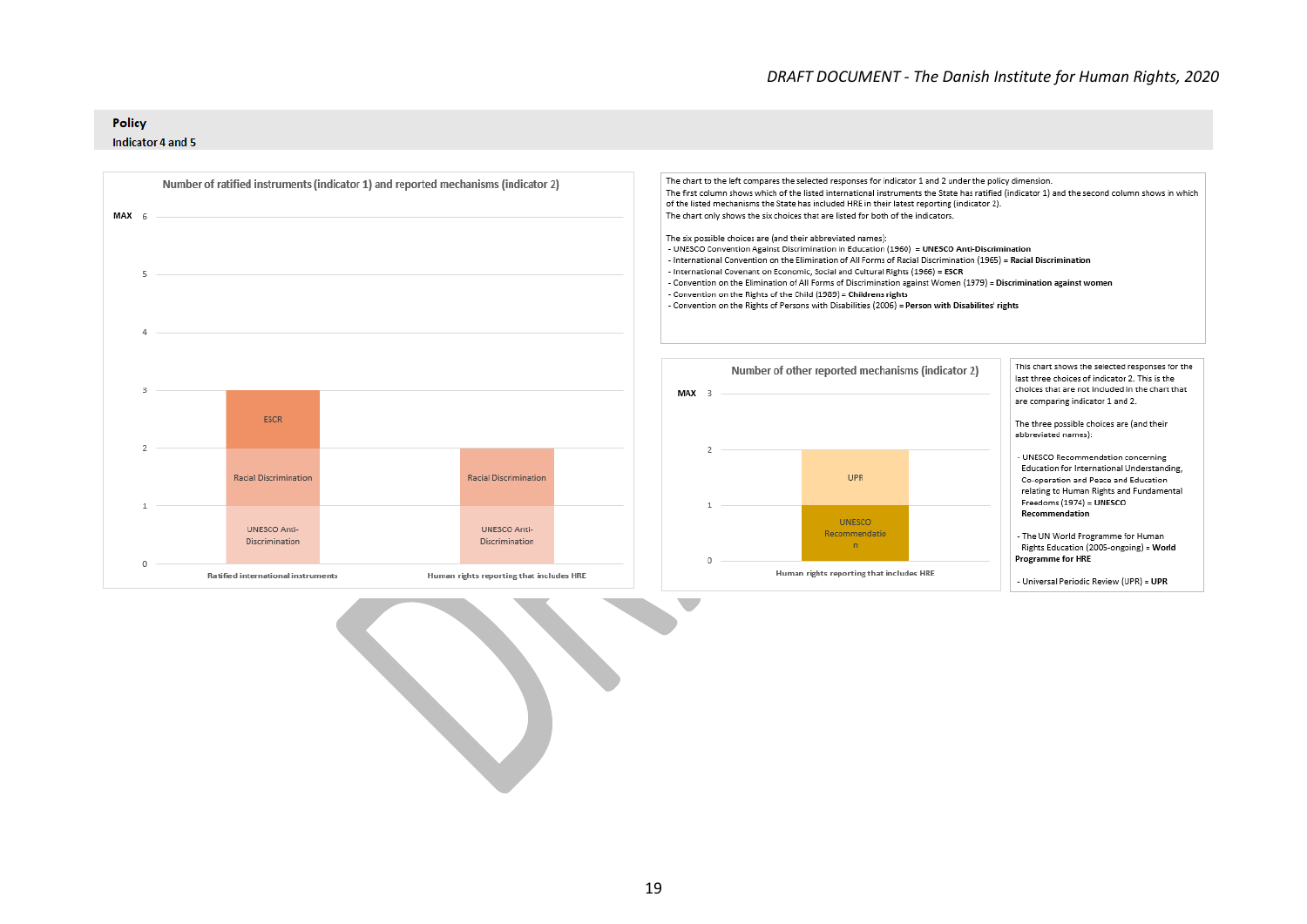**Policy**

**Indicator 4 and 5**

**Number of ratified instruments (indicator 1) and reported mechanisms (indicator 2)**

| | Ratified international instruments | Human rights reporting that includes HRE |
|---|---|---|
| MAX | 6 | 6 |
| Stacked responses | UNESCO Anti-Discrimination, Racial Discrimination, ESCR | UNESCO Anti-Discrimination, Racial Discrimination |

The chart to the left compares the selected responses for indicator 1 and 2 under the policy dimension.
The first column shows which of the listed international instruments the State has ratified (indicator 1) and the second column shows in which of the listed mechanisms the State has included HRE in their latest reporting (indicator 2).
The chart only shows the six choices that are listed for both of the indicators.

The six possible choices are (and their abbreviated names):

- UNESCO Convention Against Discrimination in Education (1960) = **UNESCO Anti-Discrimination**
- International Convention on the Elimination of All Forms of Racial Discrimination (1965) = **Racial Discrimination**
- International Covenant on Economic, Social and Cultural Rights (1966) = **ESCR**
- Convention on the Elimination of All Forms of Discrimination against Women (1979) = **Discrimination against women**
- Convention on the Rights of the Child (1989) = **Childrens rights**
- Convention on the Rights of Persons with Disabilities (2006) = **Person with Disabilites' rights**

**Number of other reported mechanisms (indicator 2)**

| | Human rights reporting that includes HRE |
|---|---|
| MAX | 3 |
| Stacked responses | UNESCO Recommendation, UPR |

This chart shows the selected responses for the last three choices of indicator 2. This is the choices that are not included in the chart that are comparing indicator 1 and 2.

The three possible choices are (and their abbreviated names):

- UNESCO Recommendation concerning Education for International Understanding, Co-operation and Peace and Education relating to Human Rights and Fundamental Freedoms (1974) = **UNESCO Recommendation**
- The UN World Programme for Human Rights Education (2005-ongoing) = **World Programme for HRE**
- Universal Periodic Review (UPR) = **UPR**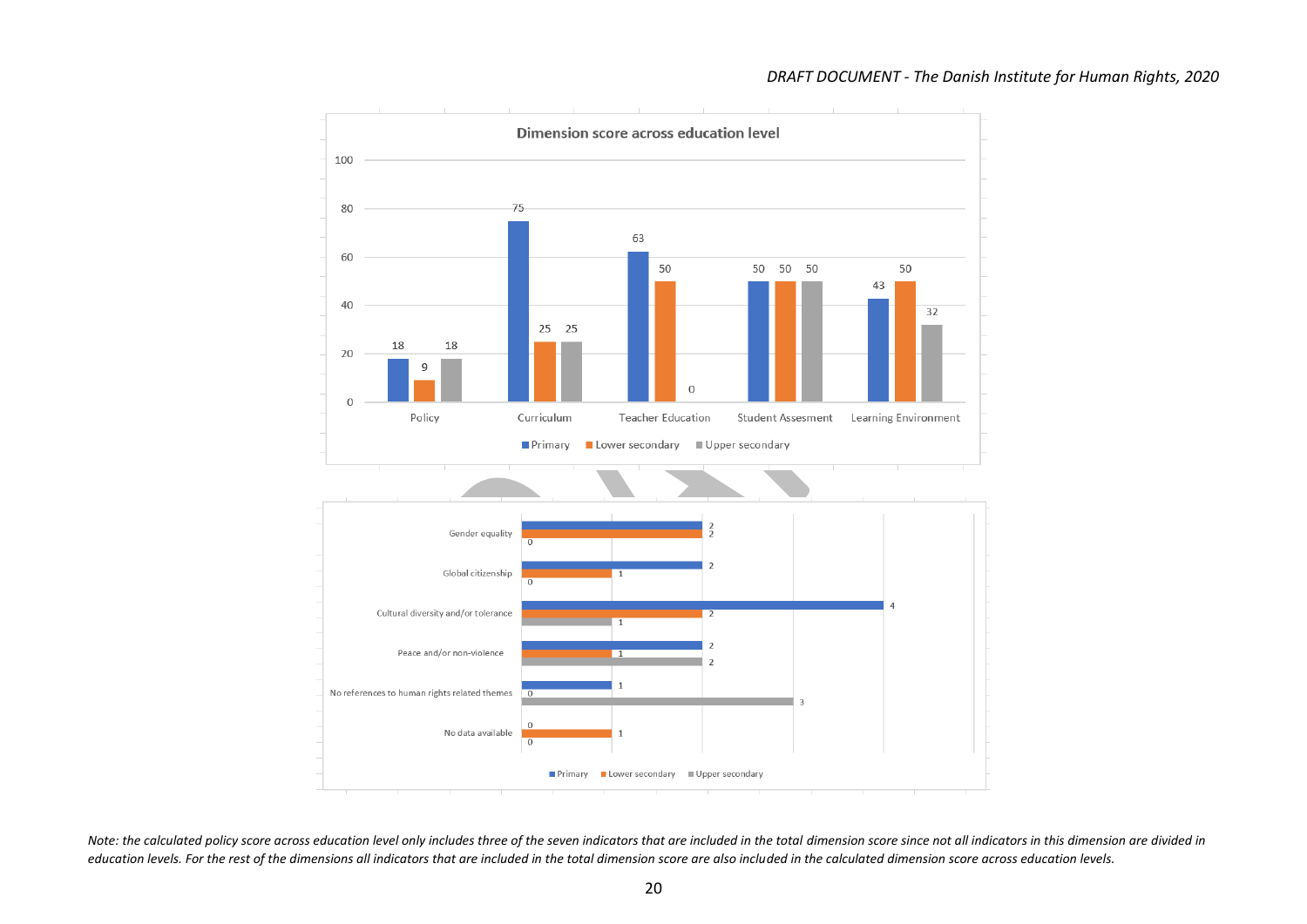Dimension score across education level

100
80
60
40
20
0

Policy: 18, 9, 18
Curriculum: 75, 25, 25
Teacher Education: 63, 50, 0
Student Assesment: 50, 50, 50
Learning Environment: 43, 50, 32

Primary | Lower secondary | Upper secondary

Gender equality: 2, 2, 0
Global citizenship: 2, 1, 0
Cultural diversity and/or tolerance: 4, 2, 1
Peace and/or non-violence: 2, 1, 2
No references to human rights related themes: 1, 0, 3
No data available: 0, 1, 0

Primary | Lower secondary | Upper secondary

*Note: the calculated policy score across education level only includes three of the seven indicators that are included in the total dimension score since not all indicators in this dimension are divided in education levels. For the rest of the dimensions all indicators that are included in the total dimension score are also included in the calculated dimension score across education levels.*